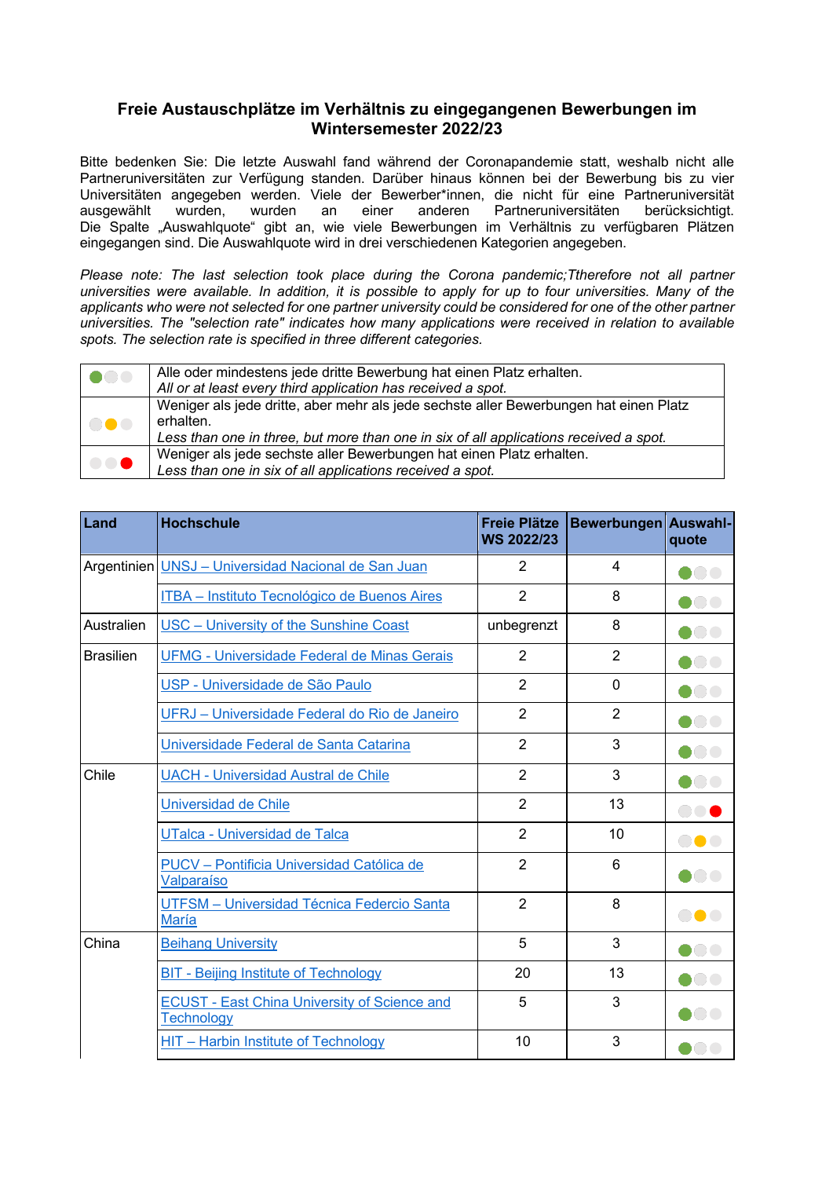## Freie Austauschplätze im Verhältnis zu eingegangenen Bewerbungen im Wintersemester 2022/23

Bitte bedenken Sie: Die letzte Auswahl fand während der Coronapandemie statt, weshalb nicht alle Partneruniversitäten zur Verfügung standen. Darüber hinaus können bei der Bewerbung bis zu vier Universitäten angegeben werden. Viele der Bewerber*innen, die nicht für eine Partneruniversität ausgewählt wurden, wurden an einer anderen Partneruniversitäten berücksichtigt. Die Spalte „Auswahlquote" gibt an, wie viele Bewerbungen im Verhältnis zu verfügbaren Plätzen eingegangen sind. Die Auswahlquote wird in drei verschiedenen Kategorien angegeben.

*Please note: The last selection took place during the Corona pandemic;Ttherefore not all partner universities were available. In addition, it is possible to apply for up to four universities. Many of the applicants who were not selected for one partner university could be considered for one of the other partner universities. The "selection rate" indicates how many applications were received in relation to available spots. The selection rate is specified in three different categories.*

| | |
|---|---|
| 🟢⚪⚪ | Alle oder mindestens jede dritte Bewerbung hat einen Platz erhalten.<br>*All or at least every third application has received a spot.* |
| ⚪🟡⚪ | Weniger als jede dritte, aber mehr als jede sechste aller Bewerbungen hat einen Platz erhalten.<br>*Less than one in three, but more than one in six of all applications received a spot.* |
| ⚪⚪🔴 | Weniger als jede sechste aller Bewerbungen hat einen Platz erhalten.<br>*Less than one in six of all applications received a spot.* |

| Land | Hochschule | Freie Plätze WS 2022/23 | Bewerbungen | Auswahl-quote |
|---|---|---|---|---|
| Argentinien | UNSJ – Universidad Nacional de San Juan | 2 | 4 | 🟢⚪⚪ |
| | ITBA – Instituto Tecnológico de Buenos Aires | 2 | 8 | 🟢⚪⚪ |
| Australien | USC – University of the Sunshine Coast | unbegrenzt | 8 | 🟢⚪⚪ |
| Brasilien | UFMG - Universidade Federal de Minas Gerais | 2 | 2 | 🟢⚪⚪ |
| | USP - Universidade de São Paulo | 2 | 0 | 🟢⚪⚪ |
| | UFRJ – Universidade Federal do Rio de Janeiro | 2 | 2 | 🟢⚪⚪ |
| | Universidade Federal de Santa Catarina | 2 | 3 | 🟢⚪⚪ |
| Chile | UACH - Universidad Austral de Chile | 2 | 3 | 🟢⚪⚪ |
| | Universidad de Chile | 2 | 13 | ⚪⚪🔴 |
| | UTalca - Universidad de Talca | 2 | 10 | ⚪🟡⚪ |
| | PUCV – Pontificia Universidad Católica de Valparaíso | 2 | 6 | 🟢⚪⚪ |
| | UTFSM – Universidad Técnica Federcio Santa María | 2 | 8 | ⚪🟡⚪ |
| China | Beihang University | 5 | 3 | 🟢⚪⚪ |
| | BIT - Beijing Institute of Technology | 20 | 13 | 🟢⚪⚪ |
| | ECUST - East China University of Science and Technology | 5 | 3 | 🟢⚪⚪ |
| | HIT – Harbin Institute of Technology | 10 | 3 | 🟢⚪⚪ |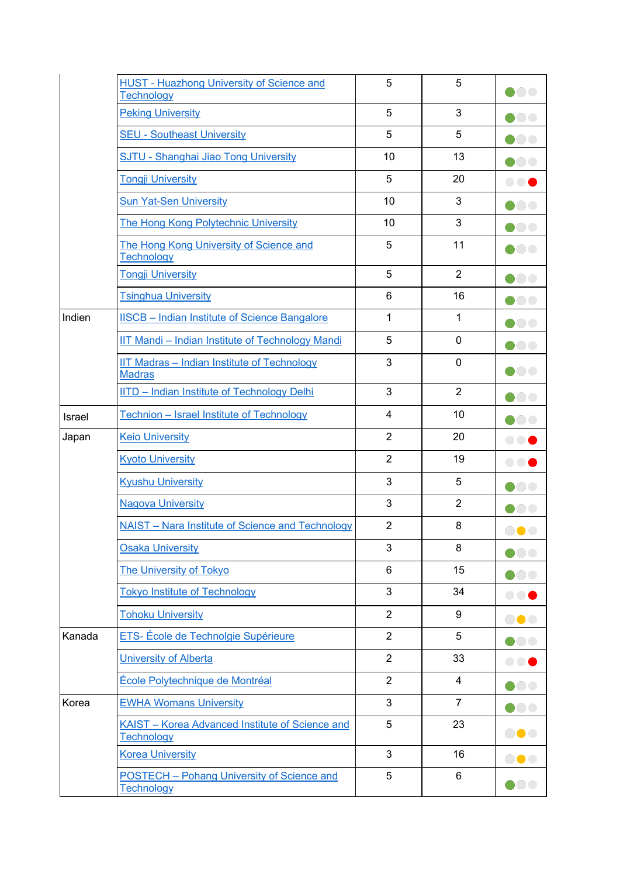| | | | | |
|---|---|---|---|---|
| | HUST - Huazhong University of Science and Technology | 5 | 5 | 🟢 |
| | Peking University | 5 | 3 | 🟢 |
| | SEU - Southeast University | 5 | 5 | 🟢 |
| | SJTU - Shanghai Jiao Tong University | 10 | 13 | 🟢 |
| | Tongji University | 5 | 20 | 🔴 |
| | Sun Yat-Sen University | 10 | 3 | 🟢 |
| | The Hong Kong Polytechnic University | 10 | 3 | 🟢 |
| | The Hong Kong University of Science and Technology | 5 | 11 | 🟢 |
| | Tongji University | 5 | 2 | 🟢 |
| | Tsinghua University | 6 | 16 | 🟢 |
| Indien | IISCB – Indian Institute of Science Bangalore | 1 | 1 | 🟢 |
| | IIT Mandi – Indian Institute of Technology Mandi | 5 | 0 | 🟢 |
| | IIT Madras – Indian Institute of Technology Madras | 3 | 0 | 🟢 |
| | IITD – Indian Institute of Technology Delhi | 3 | 2 | 🟢 |
| Israel | Technion – Israel Institute of Technology | 4 | 10 | 🟢 |
| Japan | Keio University | 2 | 20 | 🔴 |
| | Kyoto University | 2 | 19 | 🔴 |
| | Kyushu University | 3 | 5 | 🟢 |
| | Nagoya University | 3 | 2 | 🟢 |
| | NAIST – Nara Institute of Science and Technology | 2 | 8 | 🟡 |
| | Osaka University | 3 | 8 | 🟢 |
| | The University of Tokyo | 6 | 15 | 🟢 |
| | Tokyo Institute of Technology | 3 | 34 | 🔴 |
| | Tohoku University | 2 | 9 | 🟡 |
| Kanada | ETS- École de Technolgie Supérieure | 2 | 5 | 🟢 |
| | University of Alberta | 2 | 33 | 🔴 |
| | École Polytechnique de Montréal | 2 | 4 | 🟢 |
| Korea | EWHA Womans University | 3 | 7 | 🟢 |
| | KAIST – Korea Advanced Institute of Science and Technology | 5 | 23 | 🟡 |
| | Korea University | 3 | 16 | 🟡 |
| | POSTECH – Pohang University of Science and Technology | 5 | 6 | 🟢 |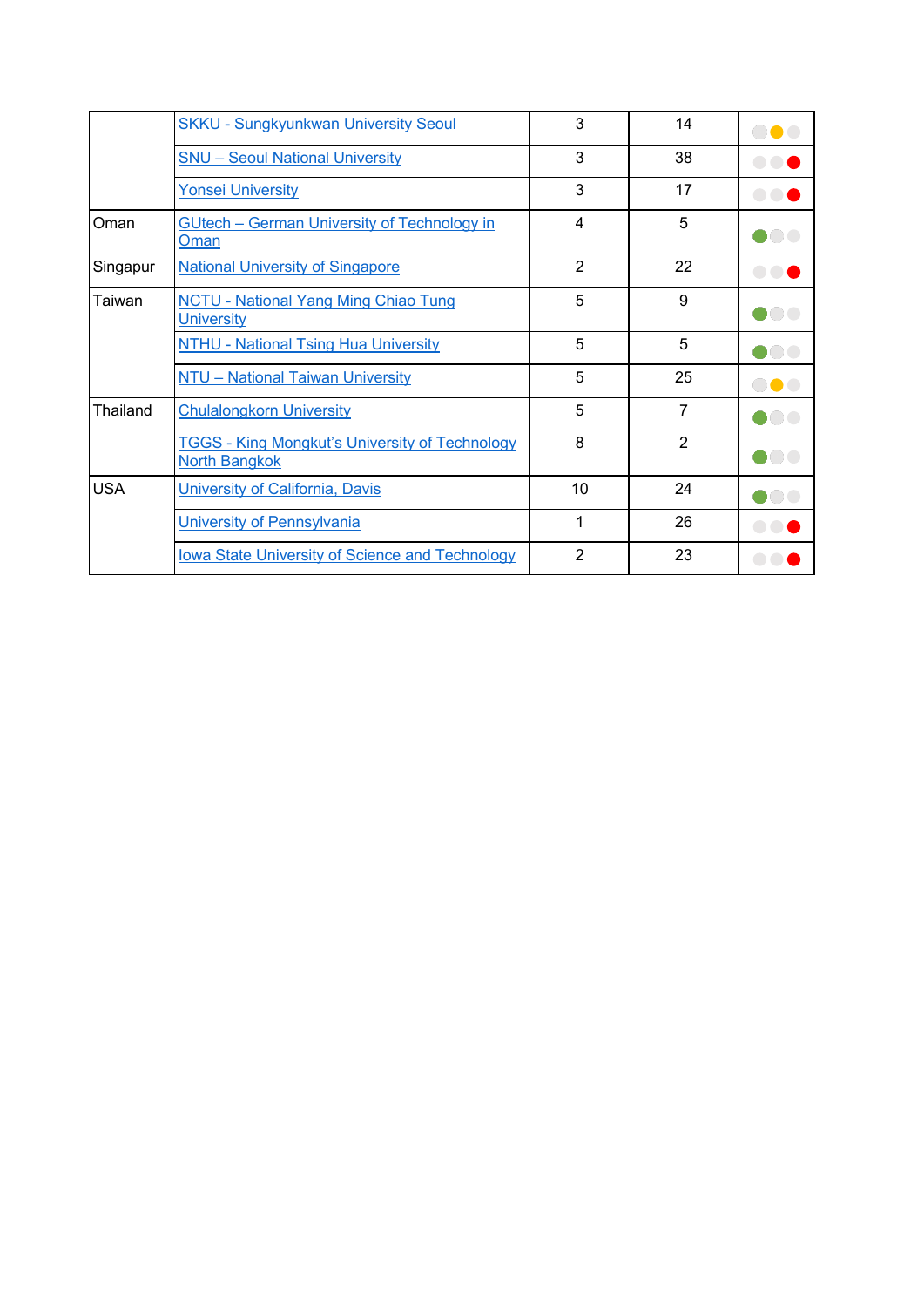| | | | | |
|---|---|---|---|---|
| | SKKU - Sungkyunkwan University Seoul | 3 | 14 | 🟡 |
| | SNU – Seoul National University | 3 | 38 | 🔴 |
| | Yonsei University | 3 | 17 | 🔴 |
| Oman | GUtech – German University of Technology in Oman | 4 | 5 | 🟢 |
| Singapur | National University of Singapore | 2 | 22 | 🔴 |
| Taiwan | NCTU - National Yang Ming Chiao Tung University | 5 | 9 | 🟢 |
| | NTHU - National Tsing Hua University | 5 | 5 | 🟢 |
| | NTU – National Taiwan University | 5 | 25 | 🟡 |
| Thailand | Chulalongkorn University | 5 | 7 | 🟢 |
| | TGGS - King Mongkut's University of Technology North Bangkok | 8 | 2 | 🟢 |
| USA | University of California, Davis | 10 | 24 | 🟢 |
| | University of Pennsylvania | 1 | 26 | 🔴 |
| | Iowa State University of Science and Technology | 2 | 23 | 🔴 |